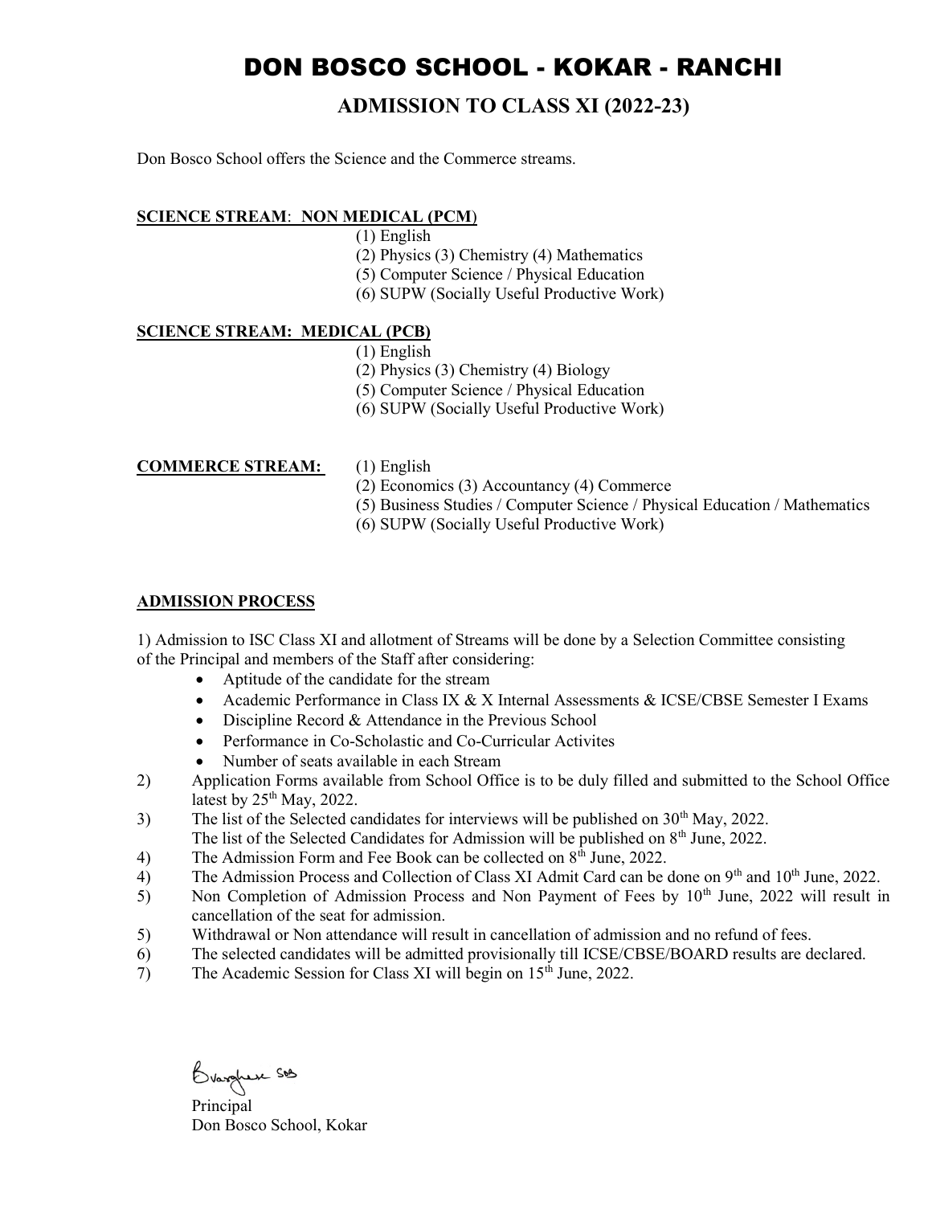# DON BOSCO SCHOOL - KOKAR - RANCHI

## ADMISSION TO CLASS XI (2022-23)

Don Bosco School offers the Science and the Commerce streams.

**SCIENCE STREAM: NON MEDICAL (PCM)**

(1) English
(2) Physics (3) Chemistry (4) Mathematics
(5) Computer Science / Physical Education
(6) SUPW (Socially Useful Productive Work)

**SCIENCE STREAM: MEDICAL (PCB)**

(1) English
(2) Physics (3) Chemistry (4) Biology
(5) Computer Science / Physical Education
(6) SUPW (Socially Useful Productive Work)

**COMMERCE STREAM:**

(1) English
(2) Economics (3) Accountancy (4) Commerce
(5) Business Studies / Computer Science / Physical Education / Mathematics
(6) SUPW (Socially Useful Productive Work)

**ADMISSION PROCESS**

1) Admission to ISC Class XI and allotment of Streams will be done by a Selection Committee consisting of the Principal and members of the Staff after considering:
   - Aptitude of the candidate for the stream
   - Academic Performance in Class IX & X Internal Assessments & ICSE/CBSE Semester I Exams
   - Discipline Record & Attendance in the Previous School
   - Performance in Co-Scholastic and Co-Curricular Activites
   - Number of seats available in each Stream

2) Application Forms available from School Office is to be duly filled and submitted to the School Office latest by 25th May, 2022.

3) The list of the Selected candidates for interviews will be published on 30th May, 2022. The list of the Selected Candidates for Admission will be published on 8th June, 2022.

4) The Admission Form and Fee Book can be collected on 8th June, 2022.

4) The Admission Process and Collection of Class XI Admit Card can be done on 9th and 10th June, 2022.

5) Non Completion of Admission Process and Non Payment of Fees by 10th June, 2022 will result in cancellation of the seat for admission.

5) Withdrawal or Non attendance will result in cancellation of admission and no refund of fees.

6) The selected candidates will be admitted provisionally till ICSE/CBSE/BOARD results are declared.

7) The Academic Session for Class XI will begin on 15th June, 2022.

Bvarghese SDB

Principal
Don Bosco School, Kokar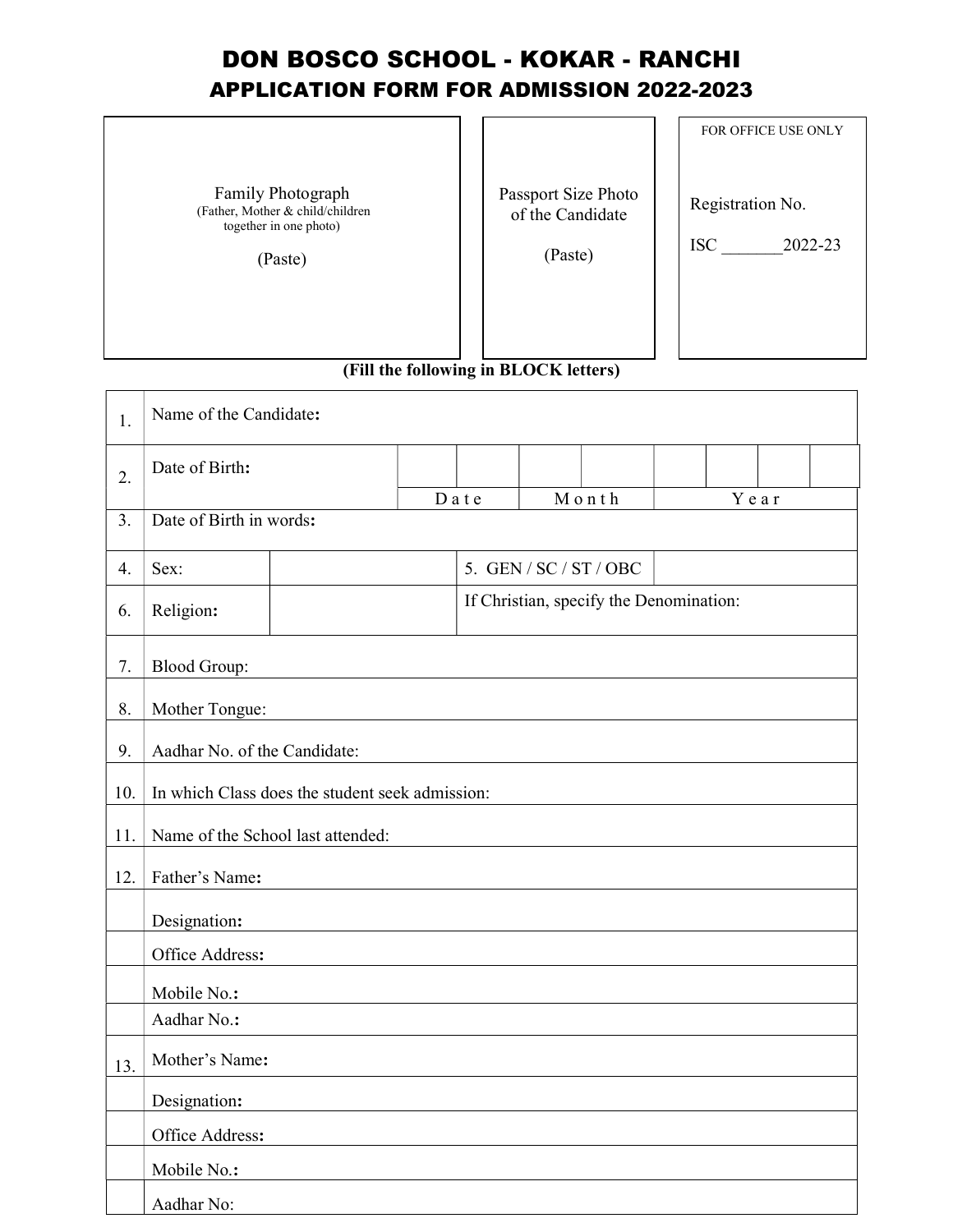# DON BOSCO SCHOOL - KOKAR - RANCHI

## APPLICATION FORM FOR ADMISSION 2022-2023

| Family Photograph (Father, Mother & child/children together in one photo) (Paste) | Passport Size Photo of the Candidate (Paste) | FOR OFFICE USE ONLY Registration No. ISC _______2022-23 |
|---|---|---|

**(Fill the following in BLOCK letters)**

| | | | | |
|---|---|---|---|---|
| 1. | Name of the Candidate**:** | | | |
| 2. | Date of Birth**:** | Date | Month | Year |
| 3. | Date of Birth in words**:** | | | |
| 4. | Sex: | | 5. GEN / SC / ST / OBC | |
| 6. | Religion**:** | | If Christian, specify the Denomination: | |
| 7. | Blood Group: | | | |
| 8. | Mother Tongue: | | | |
| 9. | Aadhar No. of the Candidate: | | | |
| 10. | In which Class does the student seek admission: | | | |
| 11. | Name of the School last attended: | | | |
| 12. | Father's Name**:** | | | |
| | Designation**:** | | | |
| | Office Address**:** | | | |
| | Mobile No.**:** | | | |
| | Aadhar No.**:** | | | |
| 13. | Mother's Name**:** | | | |
| | Designation**:** | | | |
| | Office Address**:** | | | |
| | Mobile No.**:** | | | |
| | Aadhar No: | | | |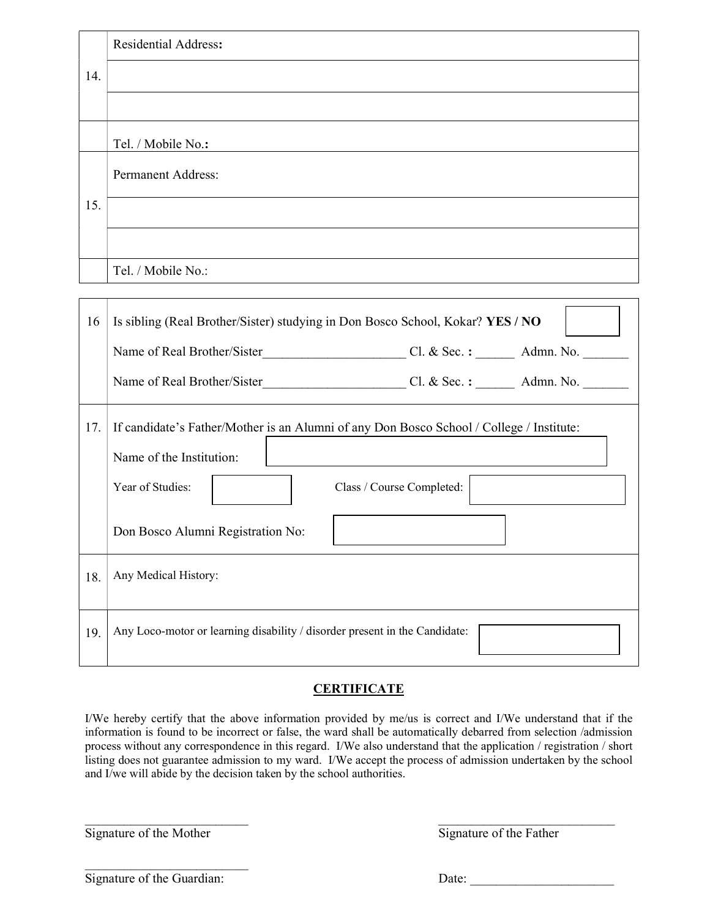| | |
|---|---|
| 14. | Residential Address: |
| | |
| | |
| | Tel. / Mobile No.: |
| 15. | Permanent Address: |
| | |
| | |
| | Tel. / Mobile No.: |

| | |
|---|---|
| 16 | Is sibling (Real Brother/Sister) studying in Don Bosco School, Kokar? **YES / NO** |
| | Name of Real Brother/Sister______________________ Cl. & Sec. **:** ______ Admn. No. _______ |
| | Name of Real Brother/Sister______________________ Cl. & Sec. **:** ______ Admn. No. _______ |
| 17. | If candidate's Father/Mother is an Alumni of any Don Bosco School / College / Institute: |
| | Name of the Institution: |
| | Year of Studies: Class / Course Completed: |
| | Don Bosco Alumni Registration No: |
| 18. | Any Medical History: |
| 19. | Any Loco-motor or learning disability / disorder present in the Candidate: |

## CERTIFICATE

I/We hereby certify that the above information provided by me/us is correct and I/We understand that if the information is found to be incorrect or false, the ward shall be automatically debarred from selection /admission process without any correspondence in this regard. I/We also understand that the application / registration / short listing does not guarantee admission to my ward. I/We accept the process of admission undertaken by the school and I/we will abide by the decision taken by the school authorities.

___________________________ 
Signature of the Mother

______________________________ 
Signature of the Father

___________________________ 
Signature of the Guardian:

Date: _______________________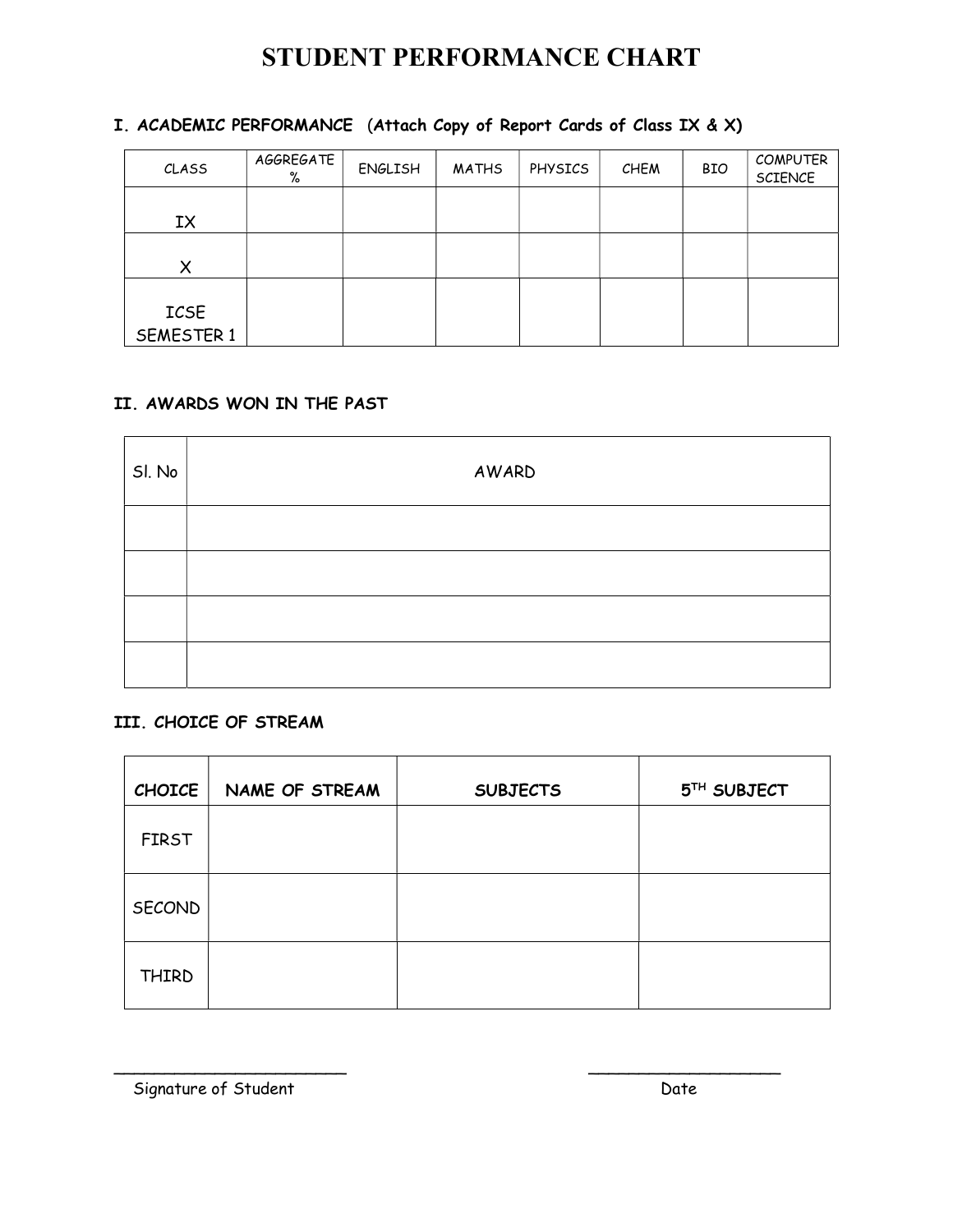# STUDENT PERFORMANCE CHART

### I. ACADEMIC PERFORMANCE (Attach Copy of Report Cards of Class IX & X)

| CLASS | AGGREGATE % | ENGLISH | MATHS | PHYSICS | CHEM | BIO | COMPUTER SCIENCE |
|---|---|---|---|---|---|---|---|
| IX | | | | | | | |
| X | | | | | | | |
| ICSE SEMESTER 1 | | | | | | | |

### II. AWARDS WON IN THE PAST

| Sl. No | AWARD |
|---|---|
| | |
| | |
| | |
| | |

### III. CHOICE OF STREAM

| CHOICE | NAME OF STREAM | SUBJECTS | 5TH SUBJECT |
|---|---|---|---|
| FIRST | | | |
| SECOND | | | |
| THIRD | | | |

\_\_\_\_\_\_\_\_\_\_\_\_\_\_\_\_\_\_\_\_\_\_\_\_\_
Signature of Student

\_\_\_\_\_\_\_\_\_\_\_\_\_\_\_\_\_\_\_\_\_
Date